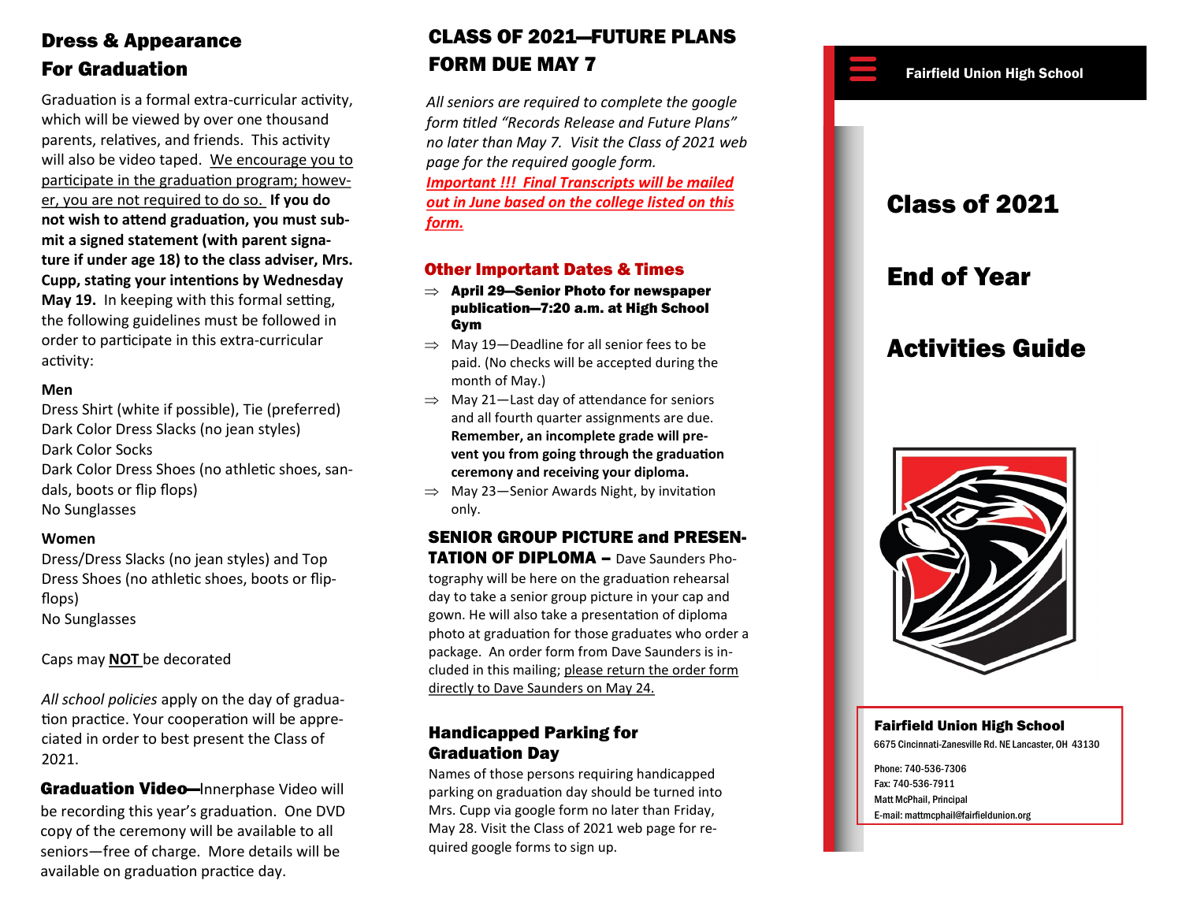## Dress & Appearance For Graduation

Graduation is a formal extra-curricular activity, which will be viewed by over one thousand parents, relatives, and friends. This activity will also be video taped. We encourage you to participate in the graduation program; however, you are not required to do so. **If you do not wish to attend graduation, you must submit a signed statement (with parent signature if under age 18) to the class adviser, Mrs. Cupp, stating your intentions by Wednesday May 19.** In keeping with this formal setting, the following guidelines must be followed in order to participate in this extra-curricular activity:

**Men**

Dress Shirt (white if possible), Tie (preferred)
Dark Color Dress Slacks (no jean styles)
Dark Color Socks
Dark Color Dress Shoes (no athletic shoes, sandals, boots or flip flops)
No Sunglasses

**Women**

Dress/Dress Slacks (no jean styles) and Top
Dress Shoes (no athletic shoes, boots or flip-flops)
No Sunglasses

Caps may **NOT** be decorated

*All school policies* apply on the day of graduation practice. Your cooperation will be appreciated in order to best present the Class of 2021.

**Graduation Video—**Innerphase Video will be recording this year's graduation. One DVD copy of the ceremony will be available to all seniors—free of charge. More details will be available on graduation practice day.

## CLASS OF 2021—FUTURE PLANS FORM DUE MAY 7

*All seniors are required to complete the google form titled "Records Release and Future Plans" no later than May 7. Visit the Class of 2021 web page for the required google form.*
***Important !!! Final Transcripts will be mailed out in June based on the college listed on this form.***

### Other Important Dates & Times

- **April 29—Senior Photo for newspaper publication—7:20 a.m. at High School Gym**
- May 19—Deadline for all senior fees to be paid. (No checks will be accepted during the month of May.)
- May 21—Last day of attendance for seniors and all fourth quarter assignments are due. **Remember, an incomplete grade will prevent you from going through the graduation ceremony and receiving your diploma.**
- May 23—Senior Awards Night, by invitation only.

**SENIOR GROUP PICTURE and PRESENTATION OF DIPLOMA –** Dave Saunders Photography will be here on the graduation rehearsal day to take a senior group picture in your cap and gown. He will also take a presentation of diploma photo at graduation for those graduates who order a package. An order form from Dave Saunders is included in this mailing; please return the order form directly to Dave Saunders on May 24.

### Handicapped Parking for Graduation Day

Names of those persons requiring handicapped parking on graduation day should be turned into Mrs. Cupp via google form no later than Friday, May 28. Visit the Class of 2021 web page for required google forms to sign up.

**Fairfield Union High School**

# Class of 2021

# End of Year

# Activities Guide

**Fairfield Union High School**
6675 Cincinnati-Zanesville Rd. NE Lancaster, OH 43130

Phone: 740-536-7306
Fax: 740-536-7911
Matt McPhail, Principal
E-mail: mattmcphail@fairfieldunion.org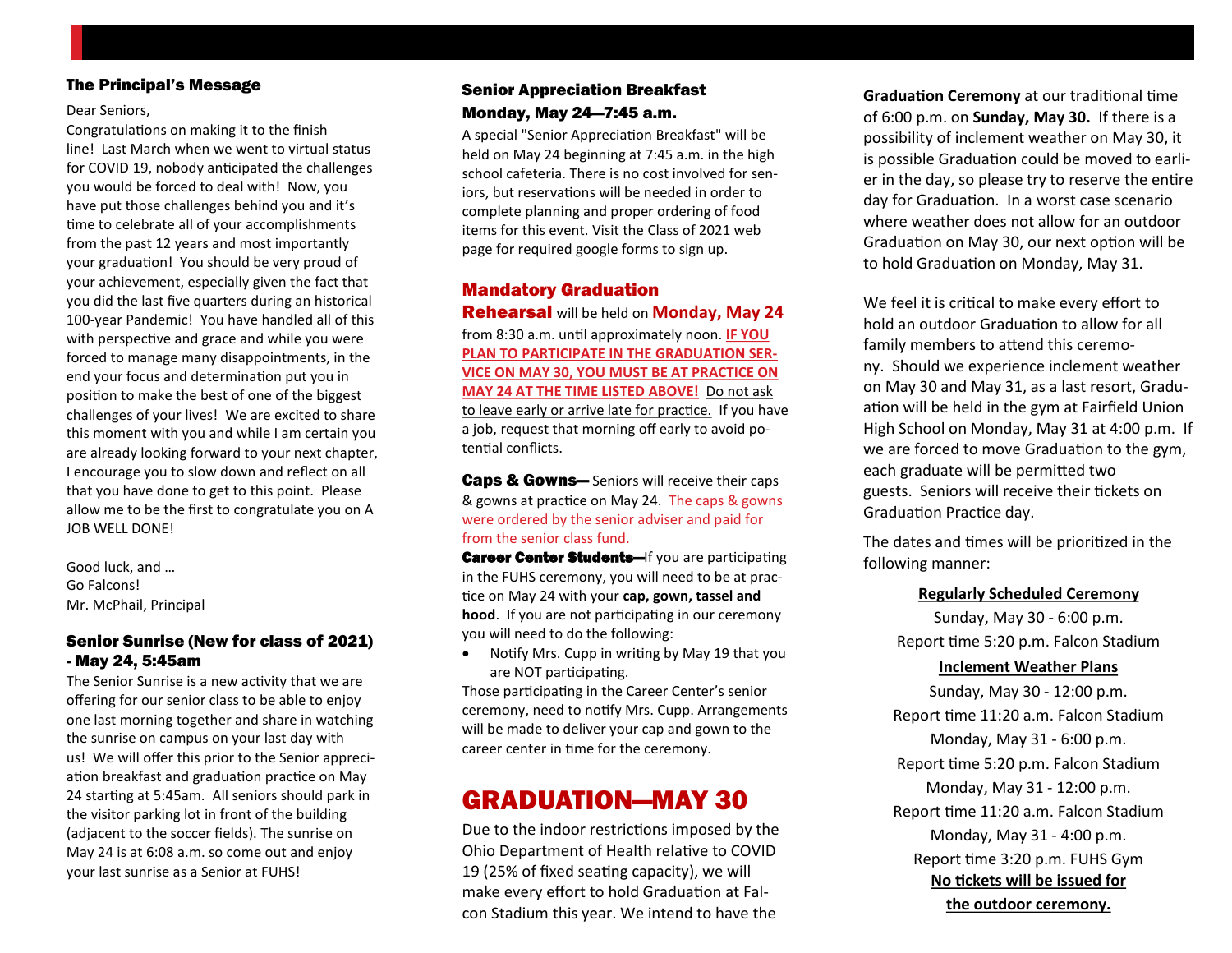## The Principal's Message

Dear Seniors,

Congratulations on making it to the finish line! Last March when we went to virtual status for COVID 19, nobody anticipated the challenges you would be forced to deal with! Now, you have put those challenges behind you and it's time to celebrate all of your accomplishments from the past 12 years and most importantly your graduation! You should be very proud of your achievement, especially given the fact that you did the last five quarters during an historical 100-year Pandemic! You have handled all of this with perspective and grace and while you were forced to manage many disappointments, in the end your focus and determination put you in position to make the best of one of the biggest challenges of your lives! We are excited to share this moment with you and while I am certain you are already looking forward to your next chapter, I encourage you to slow down and reflect on all that you have done to get to this point. Please allow me to be the first to congratulate you on A JOB WELL DONE!

Good luck, and …
Go Falcons!
Mr. McPhail, Principal

## Senior Sunrise (New for class of 2021) - May 24, 5:45am

The Senior Sunrise is a new activity that we are offering for our senior class to be able to enjoy one last morning together and share in watching the sunrise on campus on your last day with us! We will offer this prior to the Senior appreciation breakfast and graduation practice on May 24 starting at 5:45am. All seniors should park in the visitor parking lot in front of the building (adjacent to the soccer fields). The sunrise on May 24 is at 6:08 a.m. so come out and enjoy your last sunrise as a Senior at FUHS!

## Senior Appreciation Breakfast Monday, May 24—7:45 a.m.

A special "Senior Appreciation Breakfast" will be held on May 24 beginning at 7:45 a.m. in the high school cafeteria. There is no cost involved for seniors, but reservations will be needed in order to complete planning and proper ordering of food items for this event. Visit the Class of 2021 web page for required google forms to sign up.

**Mandatory Graduation Rehearsal** will be held on **Monday, May 24** from 8:30 a.m. until approximately noon. **IF YOU PLAN TO PARTICIPATE IN THE GRADUATION SERVICE ON MAY 30, YOU MUST BE AT PRACTICE ON MAY 24 AT THE TIME LISTED ABOVE!** Do not ask to leave early or arrive late for practice. If you have a job, request that morning off early to avoid potential conflicts.

**Caps & Gowns—** Seniors will receive their caps & gowns at practice on May 24. The caps & gowns were ordered by the senior adviser and paid for from the senior class fund.

**Career Center Students—** If you are participating in the FUHS ceremony, you will need to be at practice on May 24 with your **cap, gown, tassel and hood**. If you are not participating in our ceremony you will need to do the following:

- Notify Mrs. Cupp in writing by May 19 that you are NOT participating.

Those participating in the Career Center's senior ceremony, need to notify Mrs. Cupp. Arrangements will be made to deliver your cap and gown to the career center in time for the ceremony.

## GRADUATION—MAY 30

Due to the indoor restrictions imposed by the Ohio Department of Health relative to COVID 19 (25% of fixed seating capacity), we will make every effort to hold Graduation at Falcon Stadium this year. We intend to have the **Graduation Ceremony** at our traditional time of 6:00 p.m. on **Sunday, May 30.** If there is a possibility of inclement weather on May 30, it is possible Graduation could be moved to earlier in the day, so please try to reserve the entire day for Graduation. In a worst case scenario where weather does not allow for an outdoor Graduation on May 30, our next option will be to hold Graduation on Monday, May 31.

We feel it is critical to make every effort to hold an outdoor Graduation to allow for all family members to attend this ceremony. Should we experience inclement weather on May 30 and May 31, as a last resort, Graduation will be held in the gym at Fairfield Union High School on Monday, May 31 at 4:00 p.m. If we are forced to move Graduation to the gym, each graduate will be permitted two guests. Seniors will receive their tickets on Graduation Practice day.

The dates and times will be prioritized in the following manner:

**Regularly Scheduled Ceremony**

Sunday, May 30 - 6:00 p.m.
Report time 5:20 p.m. Falcon Stadium

**Inclement Weather Plans**

Sunday, May 30 - 12:00 p.m.
Report time 11:20 a.m. Falcon Stadium

Monday, May 31 - 6:00 p.m.
Report time 5:20 p.m. Falcon Stadium

Monday, May 31 - 12:00 p.m.
Report time 11:20 a.m. Falcon Stadium

Monday, May 31 - 4:00 p.m.
Report time 3:20 p.m. FUHS Gym

**No tickets will be issued for the outdoor ceremony.**